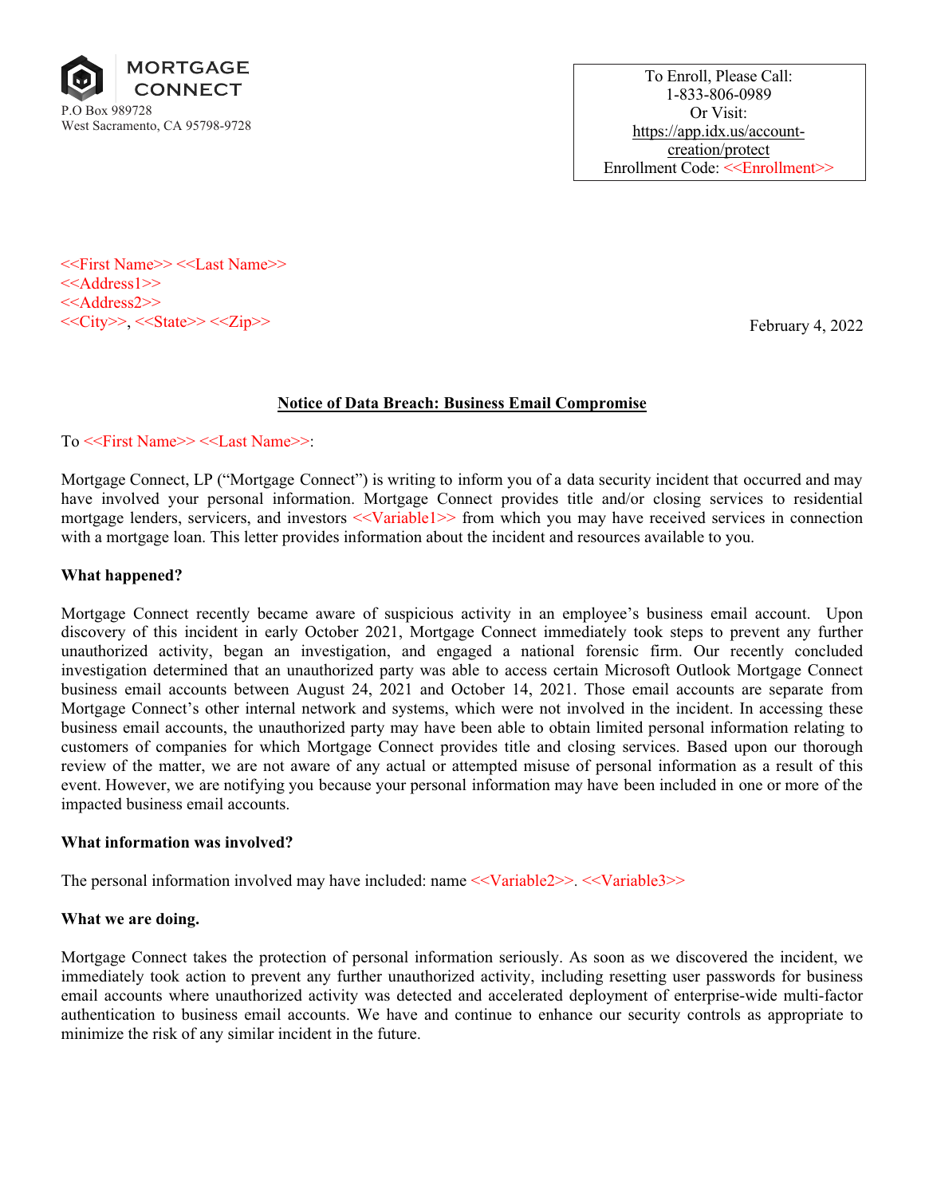MORTGAGE CONNECT
P.O Box 989728
West Sacramento, CA 95798-9728

To Enroll, Please Call:
1-833-806-0989
Or Visit:
https://app.idx.us/account-creation/protect
Enrollment Code: <<Enrollment>>

<<First Name>> <<Last Name>>
<<Address1>>
<<Address2>>
<<City>>, <<State>> <<Zip>>

February 4, 2022

**Notice of Data Breach: Business Email Compromise**

To <<First Name>> <<Last Name>>:

Mortgage Connect, LP ("Mortgage Connect") is writing to inform you of a data security incident that occurred and may have involved your personal information. Mortgage Connect provides title and/or closing services to residential mortgage lenders, servicers, and investors <<Variable1>> from which you may have received services in connection with a mortgage loan. This letter provides information about the incident and resources available to you.

**What happened?**

Mortgage Connect recently became aware of suspicious activity in an employee's business email account. Upon discovery of this incident in early October 2021, Mortgage Connect immediately took steps to prevent any further unauthorized activity, began an investigation, and engaged a national forensic firm. Our recently concluded investigation determined that an unauthorized party was able to access certain Microsoft Outlook Mortgage Connect business email accounts between August 24, 2021 and October 14, 2021. Those email accounts are separate from Mortgage Connect's other internal network and systems, which were not involved in the incident. In accessing these business email accounts, the unauthorized party may have been able to obtain limited personal information relating to customers of companies for which Mortgage Connect provides title and closing services. Based upon our thorough review of the matter, we are not aware of any actual or attempted misuse of personal information as a result of this event. However, we are notifying you because your personal information may have been included in one or more of the impacted business email accounts.

**What information was involved?**

The personal information involved may have included: name <<Variable2>>. <<Variable3>>

**What we are doing.**

Mortgage Connect takes the protection of personal information seriously. As soon as we discovered the incident, we immediately took action to prevent any further unauthorized activity, including resetting user passwords for business email accounts where unauthorized activity was detected and accelerated deployment of enterprise-wide multi-factor authentication to business email accounts. We have and continue to enhance our security controls as appropriate to minimize the risk of any similar incident in the future.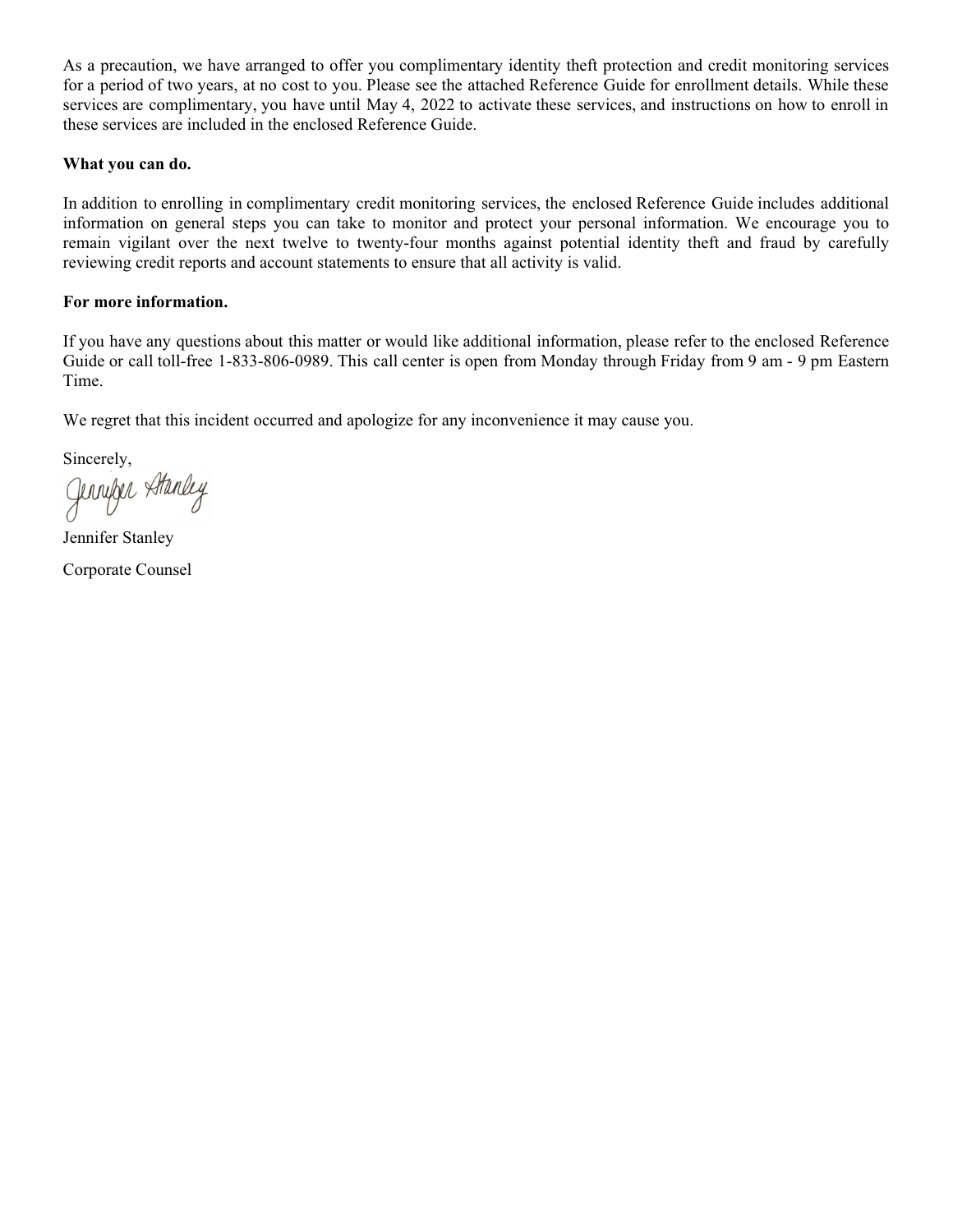As a precaution, we have arranged to offer you complimentary identity theft protection and credit monitoring services for a period of two years, at no cost to you. Please see the attached Reference Guide for enrollment details. While these services are complimentary, you have until May 4, 2022 to activate these services, and instructions on how to enroll in these services are included in the enclosed Reference Guide.

**What you can do.**

In addition to enrolling in complimentary credit monitoring services, the enclosed Reference Guide includes additional information on general steps you can take to monitor and protect your personal information. We encourage you to remain vigilant over the next twelve to twenty-four months against potential identity theft and fraud by carefully reviewing credit reports and account statements to ensure that all activity is valid.

**For more information.**

If you have any questions about this matter or would like additional information, please refer to the enclosed Reference Guide or call toll-free 1-833-806-0989. This call center is open from Monday through Friday from 9 am - 9 pm Eastern Time.

We regret that this incident occurred and apologize for any inconvenience it may cause you.

Sincerely,

Jennifer Stanley

Jennifer Stanley

Corporate Counsel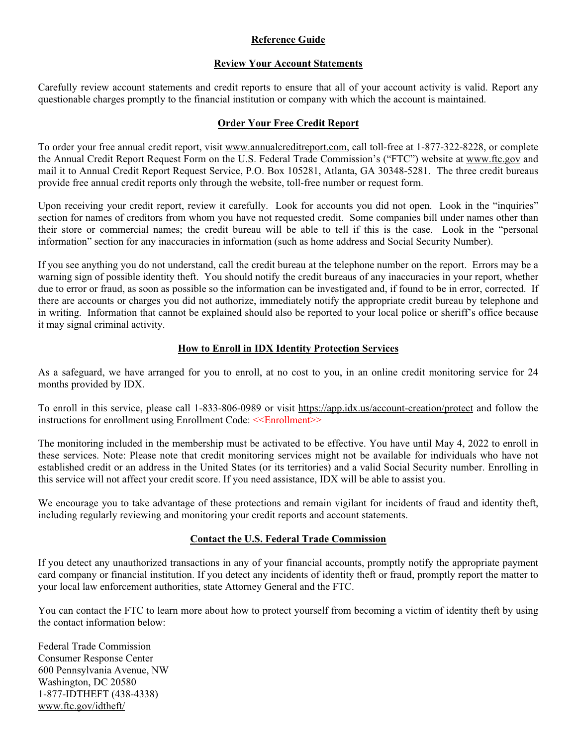# Reference Guide

## Review Your Account Statements

Carefully review account statements and credit reports to ensure that all of your account activity is valid. Report any questionable charges promptly to the financial institution or company with which the account is maintained.

## Order Your Free Credit Report

To order your free annual credit report, visit www.annualcreditreport.com, call toll-free at 1-877-322-8228, or complete the Annual Credit Report Request Form on the U.S. Federal Trade Commission's ("FTC") website at www.ftc.gov and mail it to Annual Credit Report Request Service, P.O. Box 105281, Atlanta, GA 30348-5281. The three credit bureaus provide free annual credit reports only through the website, toll-free number or request form.

Upon receiving your credit report, review it carefully. Look for accounts you did not open. Look in the "inquiries" section for names of creditors from whom you have not requested credit. Some companies bill under names other than their store or commercial names; the credit bureau will be able to tell if this is the case. Look in the "personal information" section for any inaccuracies in information (such as home address and Social Security Number).

If you see anything you do not understand, call the credit bureau at the telephone number on the report. Errors may be a warning sign of possible identity theft. You should notify the credit bureaus of any inaccuracies in your report, whether due to error or fraud, as soon as possible so the information can be investigated and, if found to be in error, corrected. If there are accounts or charges you did not authorize, immediately notify the appropriate credit bureau by telephone and in writing. Information that cannot be explained should also be reported to your local police or sheriff's office because it may signal criminal activity.

## How to Enroll in IDX Identity Protection Services

As a safeguard, we have arranged for you to enroll, at no cost to you, in an online credit monitoring service for 24 months provided by IDX.

To enroll in this service, please call 1-833-806-0989 or visit https://app.idx.us/account-creation/protect and follow the instructions for enrollment using Enrollment Code: <<Enrollment>>

The monitoring included in the membership must be activated to be effective. You have until May 4, 2022 to enroll in these services. Note: Please note that credit monitoring services might not be available for individuals who have not established credit or an address in the United States (or its territories) and a valid Social Security number. Enrolling in this service will not affect your credit score. If you need assistance, IDX will be able to assist you.

We encourage you to take advantage of these protections and remain vigilant for incidents of fraud and identity theft, including regularly reviewing and monitoring your credit reports and account statements.

## Contact the U.S. Federal Trade Commission

If you detect any unauthorized transactions in any of your financial accounts, promptly notify the appropriate payment card company or financial institution. If you detect any incidents of identity theft or fraud, promptly report the matter to your local law enforcement authorities, state Attorney General and the FTC.

You can contact the FTC to learn more about how to protect yourself from becoming a victim of identity theft by using the contact information below:

Federal Trade Commission  
Consumer Response Center  
600 Pennsylvania Avenue, NW  
Washington, DC 20580  
1-877-IDTHEFT (438-4338)  
www.ftc.gov/idtheft/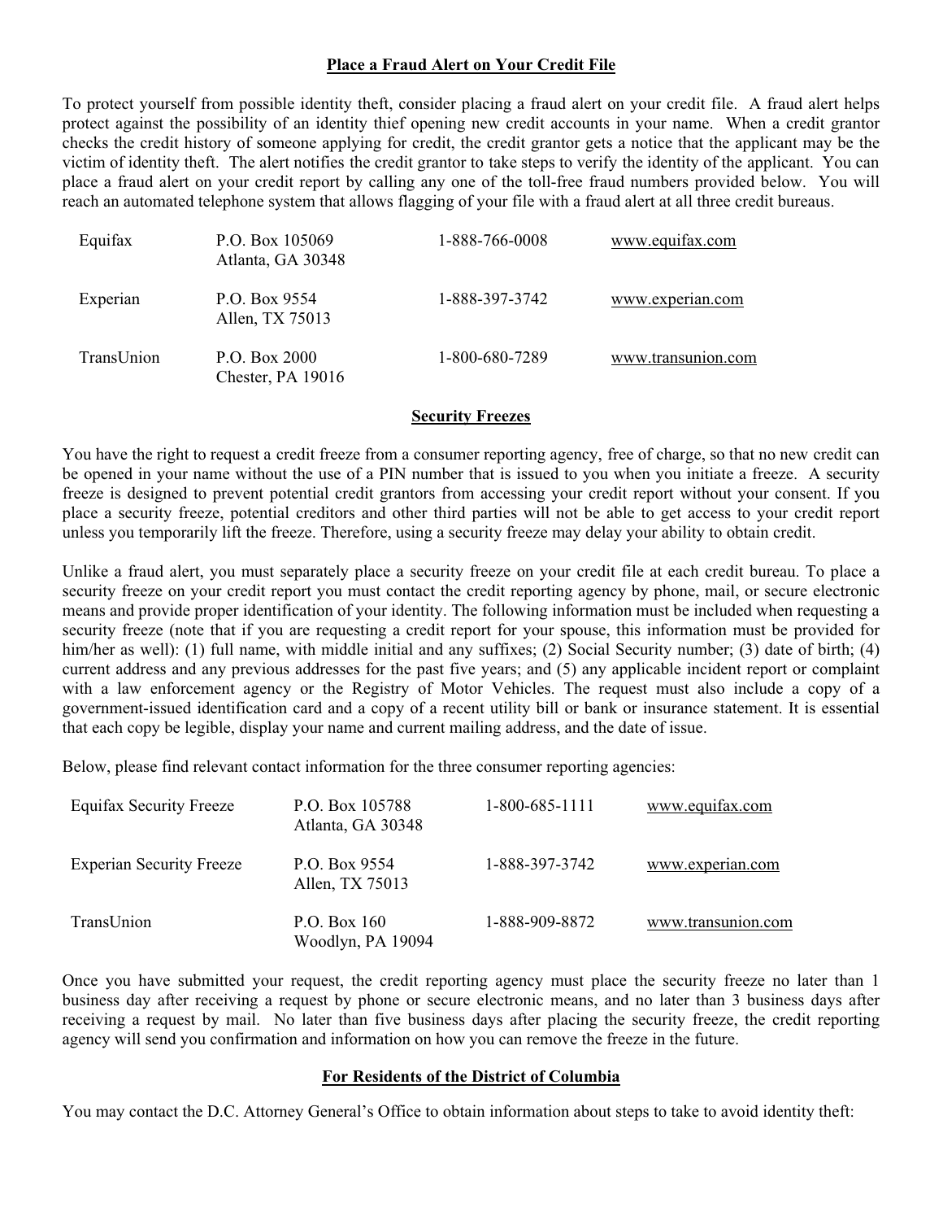## Place a Fraud Alert on Your Credit File

To protect yourself from possible identity theft, consider placing a fraud alert on your credit file. A fraud alert helps protect against the possibility of an identity thief opening new credit accounts in your name. When a credit grantor checks the credit history of someone applying for credit, the credit grantor gets a notice that the applicant may be the victim of identity theft. The alert notifies the credit grantor to take steps to verify the identity of the applicant. You can place a fraud alert on your credit report by calling any one of the toll-free fraud numbers provided below. You will reach an automated telephone system that allows flagging of your file with a fraud alert at all three credit bureaus.

| | | | |
|---|---|---|---|
| Equifax | P.O. Box 105069<br>Atlanta, GA 30348 | 1-888-766-0008 | www.equifax.com |
| Experian | P.O. Box 9554<br>Allen, TX 75013 | 1-888-397-3742 | www.experian.com |
| TransUnion | P.O. Box 2000<br>Chester, PA 19016 | 1-800-680-7289 | www.transunion.com |

## Security Freezes

You have the right to request a credit freeze from a consumer reporting agency, free of charge, so that no new credit can be opened in your name without the use of a PIN number that is issued to you when you initiate a freeze. A security freeze is designed to prevent potential credit grantors from accessing your credit report without your consent. If you place a security freeze, potential creditors and other third parties will not be able to get access to your credit report unless you temporarily lift the freeze. Therefore, using a security freeze may delay your ability to obtain credit.

Unlike a fraud alert, you must separately place a security freeze on your credit file at each credit bureau. To place a security freeze on your credit report you must contact the credit reporting agency by phone, mail, or secure electronic means and provide proper identification of your identity. The following information must be included when requesting a security freeze (note that if you are requesting a credit report for your spouse, this information must be provided for him/her as well): (1) full name, with middle initial and any suffixes; (2) Social Security number; (3) date of birth; (4) current address and any previous addresses for the past five years; and (5) any applicable incident report or complaint with a law enforcement agency or the Registry of Motor Vehicles. The request must also include a copy of a government-issued identification card and a copy of a recent utility bill or bank or insurance statement. It is essential that each copy be legible, display your name and current mailing address, and the date of issue.

Below, please find relevant contact information for the three consumer reporting agencies:

| | | | |
|---|---|---|---|
| Equifax Security Freeze | P.O. Box 105788<br>Atlanta, GA 30348 | 1-800-685-1111 | www.equifax.com |
| Experian Security Freeze | P.O. Box 9554<br>Allen, TX 75013 | 1-888-397-3742 | www.experian.com |
| TransUnion | P.O. Box 160<br>Woodlyn, PA 19094 | 1-888-909-8872 | www.transunion.com |

Once you have submitted your request, the credit reporting agency must place the security freeze no later than 1 business day after receiving a request by phone or secure electronic means, and no later than 3 business days after receiving a request by mail. No later than five business days after placing the security freeze, the credit reporting agency will send you confirmation and information on how you can remove the freeze in the future.

## For Residents of the District of Columbia

You may contact the D.C. Attorney General's Office to obtain information about steps to take to avoid identity theft: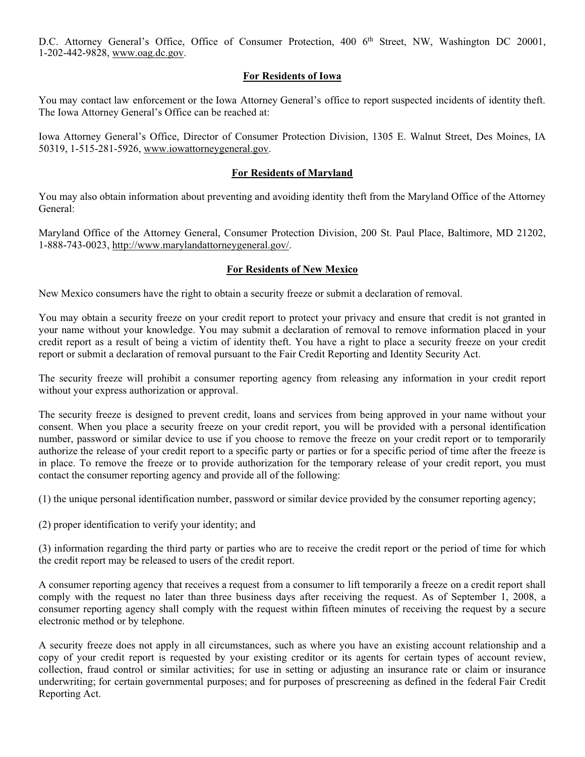D.C. Attorney General's Office, Office of Consumer Protection, 400 6th Street, NW, Washington DC 20001, 1-202-442-9828, www.oag.dc.gov.

**For Residents of Iowa**

You may contact law enforcement or the Iowa Attorney General's office to report suspected incidents of identity theft. The Iowa Attorney General's Office can be reached at:

Iowa Attorney General's Office, Director of Consumer Protection Division, 1305 E. Walnut Street, Des Moines, IA 50319, 1-515-281-5926, www.iowattorneygeneral.gov.

**For Residents of Maryland**

You may also obtain information about preventing and avoiding identity theft from the Maryland Office of the Attorney General:

Maryland Office of the Attorney General, Consumer Protection Division, 200 St. Paul Place, Baltimore, MD 21202, 1-888-743-0023, http://www.marylandattorneygeneral.gov/.

**For Residents of New Mexico**

New Mexico consumers have the right to obtain a security freeze or submit a declaration of removal.

You may obtain a security freeze on your credit report to protect your privacy and ensure that credit is not granted in your name without your knowledge. You may submit a declaration of removal to remove information placed in your credit report as a result of being a victim of identity theft. You have a right to place a security freeze on your credit report or submit a declaration of removal pursuant to the Fair Credit Reporting and Identity Security Act.

The security freeze will prohibit a consumer reporting agency from releasing any information in your credit report without your express authorization or approval.

The security freeze is designed to prevent credit, loans and services from being approved in your name without your consent. When you place a security freeze on your credit report, you will be provided with a personal identification number, password or similar device to use if you choose to remove the freeze on your credit report or to temporarily authorize the release of your credit report to a specific party or parties or for a specific period of time after the freeze is in place. To remove the freeze or to provide authorization for the temporary release of your credit report, you must contact the consumer reporting agency and provide all of the following:

(1) the unique personal identification number, password or similar device provided by the consumer reporting agency;

(2) proper identification to verify your identity; and

(3) information regarding the third party or parties who are to receive the credit report or the period of time for which the credit report may be released to users of the credit report.

A consumer reporting agency that receives a request from a consumer to lift temporarily a freeze on a credit report shall comply with the request no later than three business days after receiving the request. As of September 1, 2008, a consumer reporting agency shall comply with the request within fifteen minutes of receiving the request by a secure electronic method or by telephone.

A security freeze does not apply in all circumstances, such as where you have an existing account relationship and a copy of your credit report is requested by your existing creditor or its agents for certain types of account review, collection, fraud control or similar activities; for use in setting or adjusting an insurance rate or claim or insurance underwriting; for certain governmental purposes; and for purposes of prescreening as defined in the federal Fair Credit Reporting Act.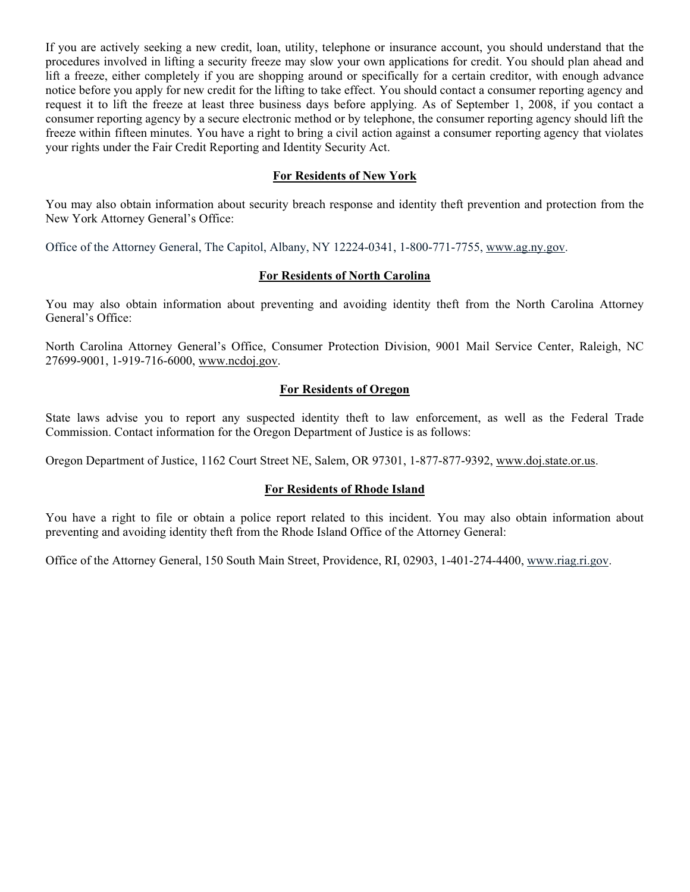If you are actively seeking a new credit, loan, utility, telephone or insurance account, you should understand that the procedures involved in lifting a security freeze may slow your own applications for credit. You should plan ahead and lift a freeze, either completely if you are shopping around or specifically for a certain creditor, with enough advance notice before you apply for new credit for the lifting to take effect. You should contact a consumer reporting agency and request it to lift the freeze at least three business days before applying. As of September 1, 2008, if you contact a consumer reporting agency by a secure electronic method or by telephone, the consumer reporting agency should lift the freeze within fifteen minutes. You have a right to bring a civil action against a consumer reporting agency that violates your rights under the Fair Credit Reporting and Identity Security Act.

## For Residents of New York

You may also obtain information about security breach response and identity theft prevention and protection from the New York Attorney General's Office:

Office of the Attorney General, The Capitol, Albany, NY 12224-0341, 1-800-771-7755, www.ag.ny.gov.

## For Residents of North Carolina

You may also obtain information about preventing and avoiding identity theft from the North Carolina Attorney General's Office:

North Carolina Attorney General's Office, Consumer Protection Division, 9001 Mail Service Center, Raleigh, NC 27699-9001, 1-919-716-6000, www.ncdoj.gov.

## For Residents of Oregon

State laws advise you to report any suspected identity theft to law enforcement, as well as the Federal Trade Commission. Contact information for the Oregon Department of Justice is as follows:

Oregon Department of Justice, 1162 Court Street NE, Salem, OR 97301, 1-877-877-9392, www.doj.state.or.us.

## For Residents of Rhode Island

You have a right to file or obtain a police report related to this incident. You may also obtain information about preventing and avoiding identity theft from the Rhode Island Office of the Attorney General:

Office of the Attorney General, 150 South Main Street, Providence, RI, 02903, 1-401-274-4400, www.riag.ri.gov.